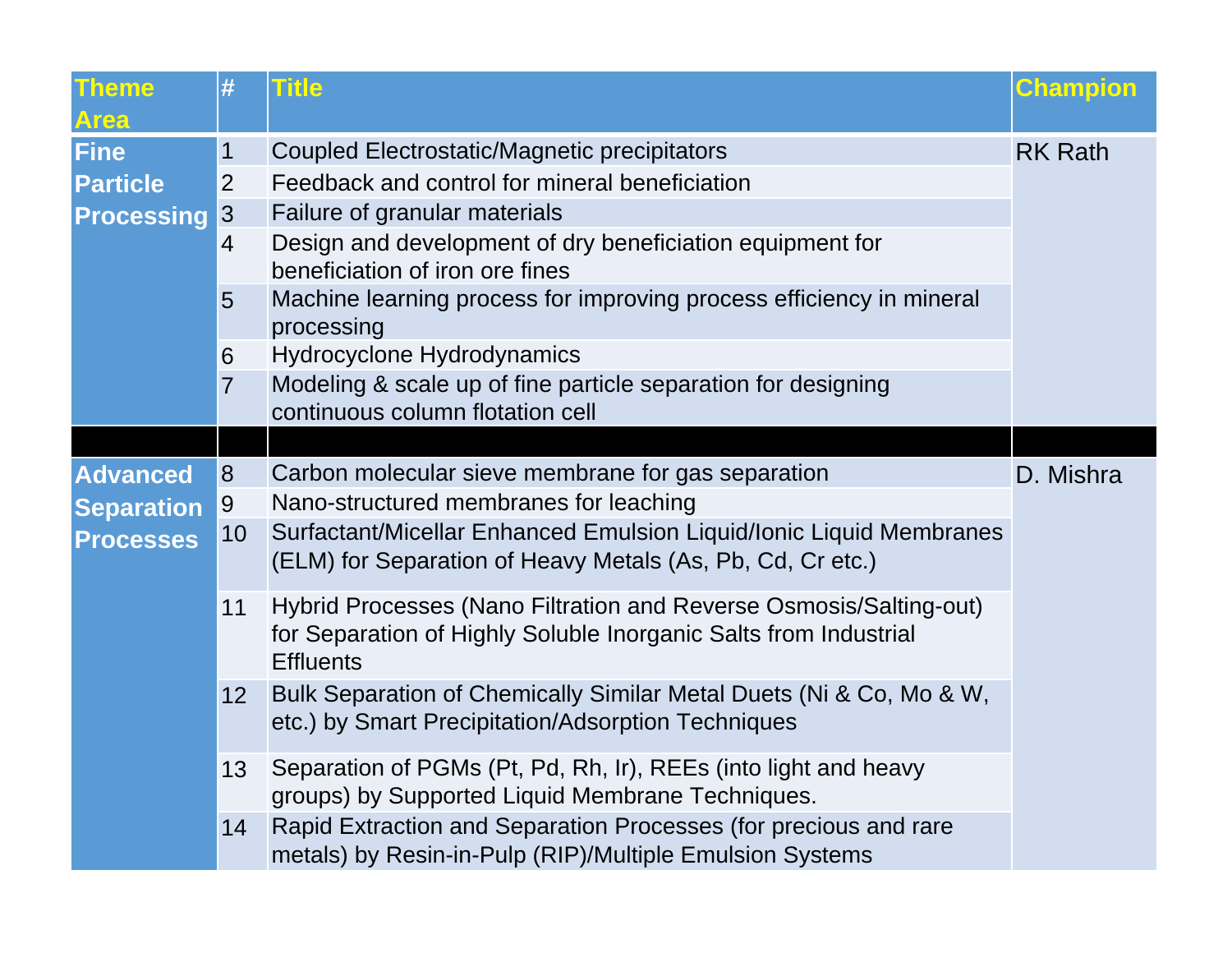| Theme Area | # | Title | Champion |
|---|---|---|---|
| Fine Particle Processing | 1 | Coupled Electrostatic/Magnetic precipitators | RK Rath |
| | 2 | Feedback and control for mineral beneficiation | |
| | 3 | Failure of granular materials | |
| | 4 | Design and development of dry beneficiation equipment for beneficiation of iron ore fines | |
| | 5 | Machine learning process for improving process efficiency in mineral processing | |
| | 6 | Hydrocyclone Hydrodynamics | |
| | 7 | Modeling & scale up of fine particle separation for designing continuous column flotation cell | |
| | | | |
| Advanced Separation Processes | 8 | Carbon molecular sieve membrane for gas separation | D. Mishra |
| | 9 | Nano-structured membranes for leaching | |
| | 10 | Surfactant/Micellar Enhanced Emulsion Liquid/Ionic Liquid Membranes (ELM) for Separation of Heavy Metals (As, Pb, Cd, Cr etc.) | |
| | 11 | Hybrid Processes (Nano Filtration and Reverse Osmosis/Salting-out) for Separation of Highly Soluble Inorganic Salts from Industrial Effluents | |
| | 12 | Bulk Separation of Chemically Similar Metal Duets (Ni & Co, Mo & W, etc.) by Smart Precipitation/Adsorption Techniques | |
| | 13 | Separation of PGMs (Pt, Pd, Rh, Ir), REEs (into light and heavy groups) by Supported Liquid Membrane Techniques. | |
| | 14 | Rapid Extraction and Separation Processes (for precious and rare metals) by Resin-in-Pulp (RIP)/Multiple Emulsion Systems | |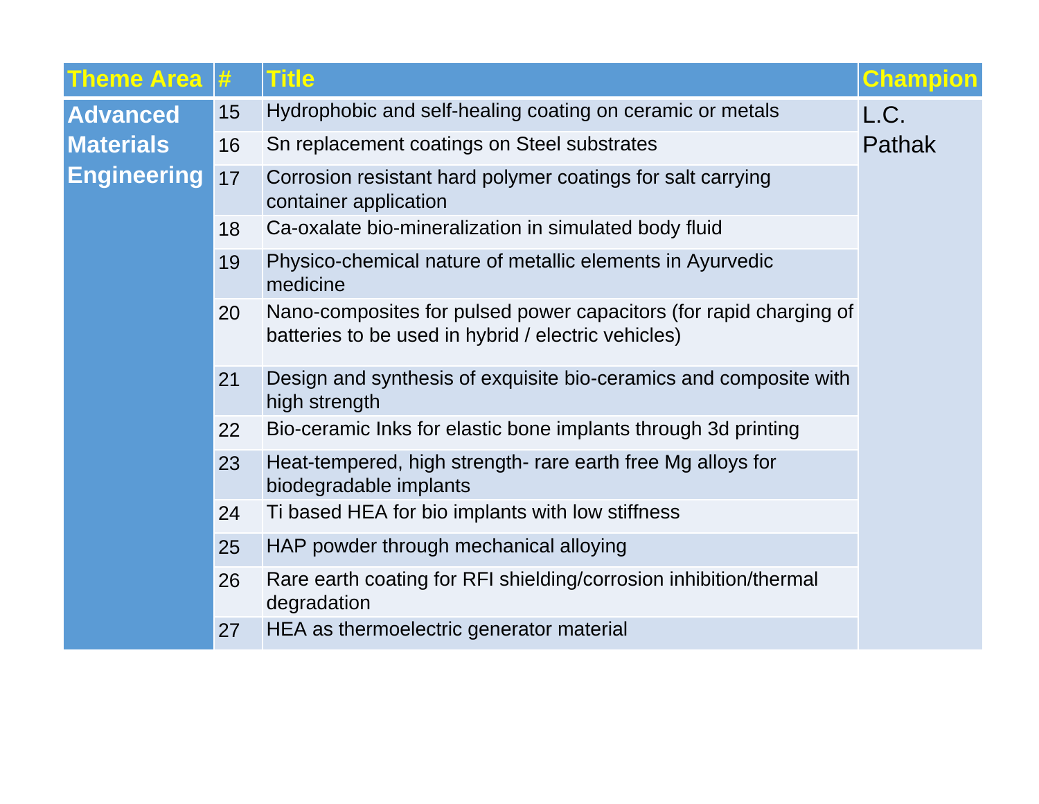| Theme Area | # | Title | Champion |
|---|---|---|---|
| Advanced Materials Engineering | 15 | Hydrophobic and self-healing coating on ceramic or metals | L.C. Pathak |
| | 16 | Sn replacement coatings on Steel substrates | |
| | 17 | Corrosion resistant hard polymer coatings for salt carrying container application | |
| | 18 | Ca-oxalate bio-mineralization in simulated body fluid | |
| | 19 | Physico-chemical nature of metallic elements in Ayurvedic medicine | |
| | 20 | Nano-composites for pulsed power capacitors (for rapid charging of batteries to be used in hybrid / electric vehicles) | |
| | 21 | Design and synthesis of exquisite bio-ceramics and composite with high strength | |
| | 22 | Bio-ceramic Inks for elastic bone implants through 3d printing | |
| | 23 | Heat-tempered, high strength- rare earth free Mg alloys for biodegradable implants | |
| | 24 | Ti based HEA for bio implants with low stiffness | |
| | 25 | HAP powder through mechanical alloying | |
| | 26 | Rare earth coating for RFI shielding/corrosion inhibition/thermal degradation | |
| | 27 | HEA as thermoelectric generator material | |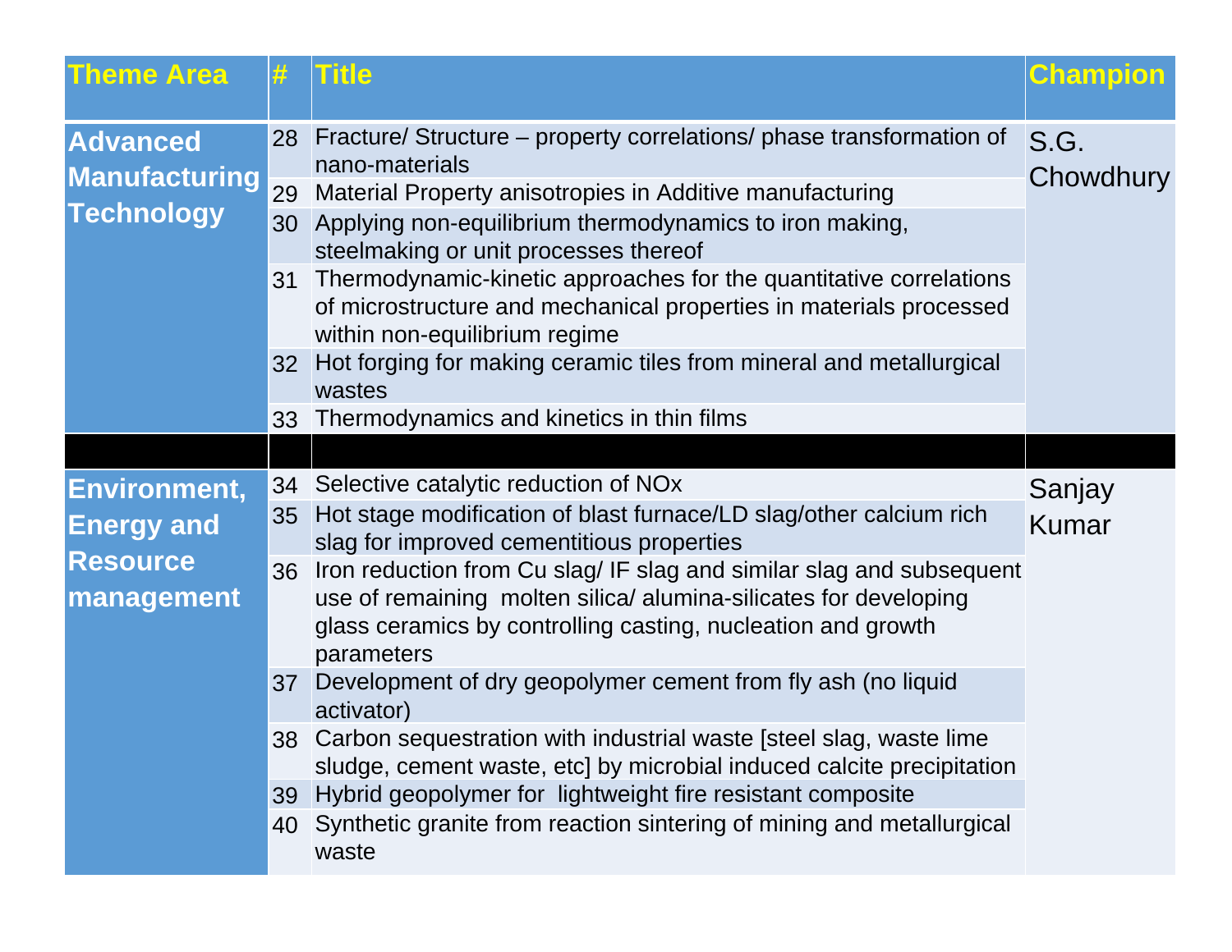| Theme Area | # | Title | Champion |
|---|---|---|---|
| **Advanced Manufacturing Technology** | 28 | Fracture/ Structure – property correlations/ phase transformation of nano-materials | S.G. Chowdhury |
| | 29 | Material Property anisotropies in Additive manufacturing | |
| | 30 | Applying non-equilibrium thermodynamics to iron making, steelmaking or unit processes thereof | |
| | 31 | Thermodynamic-kinetic approaches for the quantitative correlations of microstructure and mechanical properties in materials processed within non-equilibrium regime | |
| | 32 | Hot forging for making ceramic tiles from mineral and metallurgical wastes | |
| | 33 | Thermodynamics and kinetics in thin films | |
| | | | |
| **Environment, Energy and Resource management** | 34 | Selective catalytic reduction of NOx | Sanjay Kumar |
| | 35 | Hot stage modification of blast furnace/LD slag/other calcium rich slag for improved cementitious properties | |
| | 36 | Iron reduction from Cu slag/ IF slag and similar slag and subsequent use of remaining molten silica/ alumina-silicates for developing glass ceramics by controlling casting, nucleation and growth parameters | |
| | 37 | Development of dry geopolymer cement from fly ash (no liquid activator) | |
| | 38 | Carbon sequestration with industrial waste [steel slag, waste lime sludge, cement waste, etc] by microbial induced calcite precipitation | |
| | 39 | Hybrid geopolymer for lightweight fire resistant composite | |
| | 40 | Synthetic granite from reaction sintering of mining and metallurgical waste | |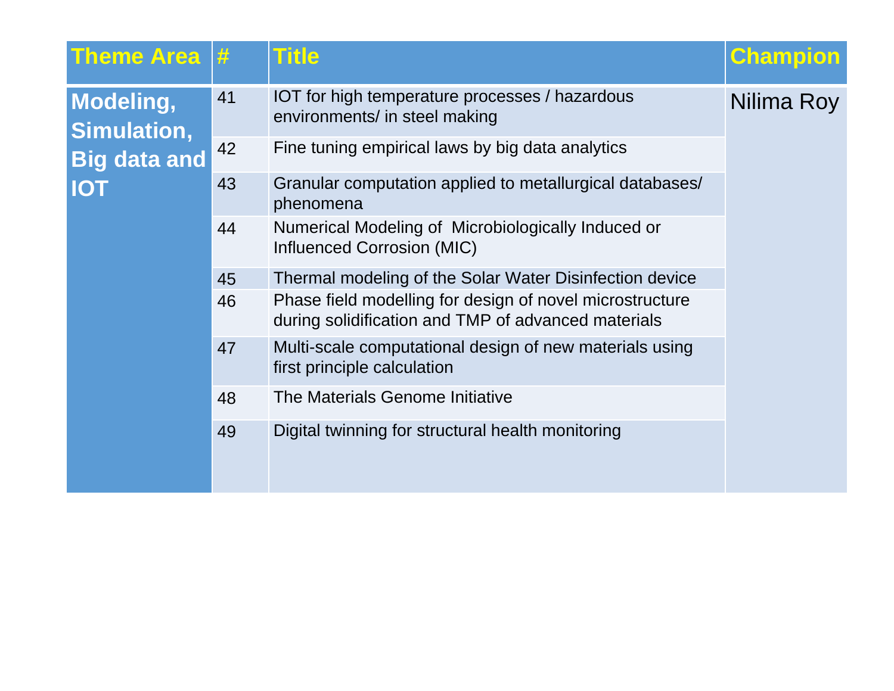| Theme Area | # | Title | Champion |
|---|---|---|---|
| Modeling, Simulation, Big data and IOT | 41 | IOT for high temperature processes / hazardous environments/ in steel making | Nilima Roy |
| | 42 | Fine tuning empirical laws by big data analytics | |
| | 43 | Granular computation applied to metallurgical databases/ phenomena | |
| | 44 | Numerical Modeling of Microbiologically Induced or Influenced Corrosion (MIC) | |
| | 45 | Thermal modeling of the Solar Water Disinfection device | |
| | 46 | Phase field modelling for design of novel microstructure during solidification and TMP of advanced materials | |
| | 47 | Multi-scale computational design of new materials using first principle calculation | |
| | 48 | The Materials Genome Initiative | |
| | 49 | Digital twinning for structural health monitoring | |